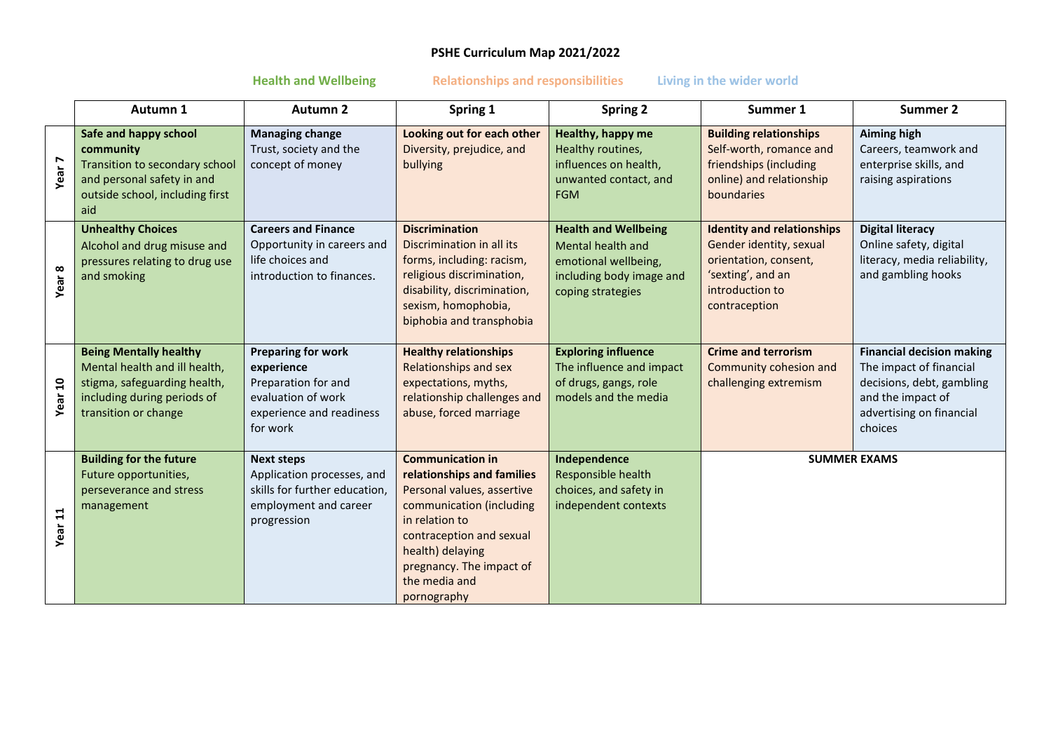# PSHE Curriculum Map 2021/2022

Health and Wellbeing | Relationships and responsibilities | Living in the wider world

| | Autumn 1 | Autumn 2 | Spring 1 | Spring 2 | Summer 1 | Summer 2 |
|---|---|---|---|---|---|---|
| **Year 7** | **Safe and happy school community** Transition to secondary school and personal safety in and outside school, including first aid | **Managing change** Trust, society and the concept of money | **Looking out for each other** Diversity, prejudice, and bullying | **Healthy, happy me** Healthy routines, influences on health, unwanted contact, and FGM | **Building relationships** Self-worth, romance and friendships (including online) and relationship boundaries | **Aiming high** Careers, teamwork and enterprise skills, and raising aspirations |
| **Year 8** | **Unhealthy Choices** Alcohol and drug misuse and pressures relating to drug use and smoking | **Careers and Finance** Opportunity in careers and life choices and introduction to finances. | **Discrimination** Discrimination in all its forms, including: racism, religious discrimination, disability, discrimination, sexism, homophobia, biphobia and transphobia | **Health and Wellbeing** Mental health and emotional wellbeing, including body image and coping strategies | **Identity and relationships** Gender identity, sexual orientation, consent, 'sexting', and an introduction to contraception | **Digital literacy** Online safety, digital literacy, media reliability, and gambling hooks |
| **Year 10** | **Being Mentally healthy** Mental health and ill health, stigma, safeguarding health, including during periods of transition or change | **Preparing for work experience** Preparation for and evaluation of work experience and readiness for work | **Healthy relationships** Relationships and sex expectations, myths, relationship challenges and abuse, forced marriage | **Exploring influence** The influence and impact of drugs, gangs, role models and the media | **Crime and terrorism** Community cohesion and challenging extremism | **Financial decision making** The impact of financial decisions, debt, gambling and the impact of advertising on financial choices |
| **Year 11** | **Building for the future** Future opportunities, perseverance and stress management | **Next steps** Application processes, and skills for further education, employment and career progression | **Communication in relationships and families** Personal values, assertive communication (including in relation to contraception and sexual health) delaying pregnancy. The impact of the media and pornography | **Independence** Responsible health choices, and safety in independent contexts | **SUMMER EXAMS** | |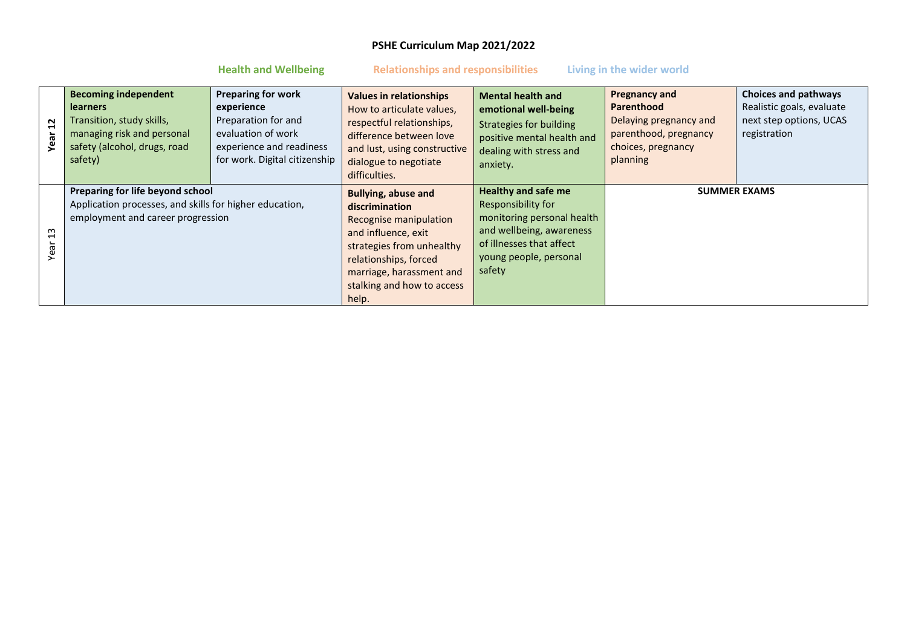# PSHE Curriculum Map 2021/2022

**Health and Wellbeing** **Relationships and responsibilities** **Living in the wider world**

| | | | | | | |
|---|---|---|---|---|---|---|
| **Year 12** | **Becoming independent learners** Transition, study skills, managing risk and personal safety (alcohol, drugs, road safety) | **Preparing for work experience** Preparation for and evaluation of work experience and readiness for work. Digital citizenship | **Values in relationships** How to articulate values, respectful relationships, difference between love and lust, using constructive dialogue to negotiate difficulties. | **Mental health and emotional well-being** Strategies for building positive mental health and dealing with stress and anxiety. | **Pregnancy and Parenthood** Delaying pregnancy and parenthood, pregnancy choices, pregnancy planning | **Choices and pathways** Realistic goals, evaluate next step options, UCAS registration |
| Year 13 | **Preparing for life beyond school** Application processes, and skills for higher education, employment and career progression | | **Bullying, abuse and discrimination** Recognise manipulation and influence, exit strategies from unhealthy relationships, forced marriage, harassment and stalking and how to access help. | **Healthy and safe me** Responsibility for monitoring personal health and wellbeing, awareness of illnesses that affect young people, personal safety | **SUMMER EXAMS** | |